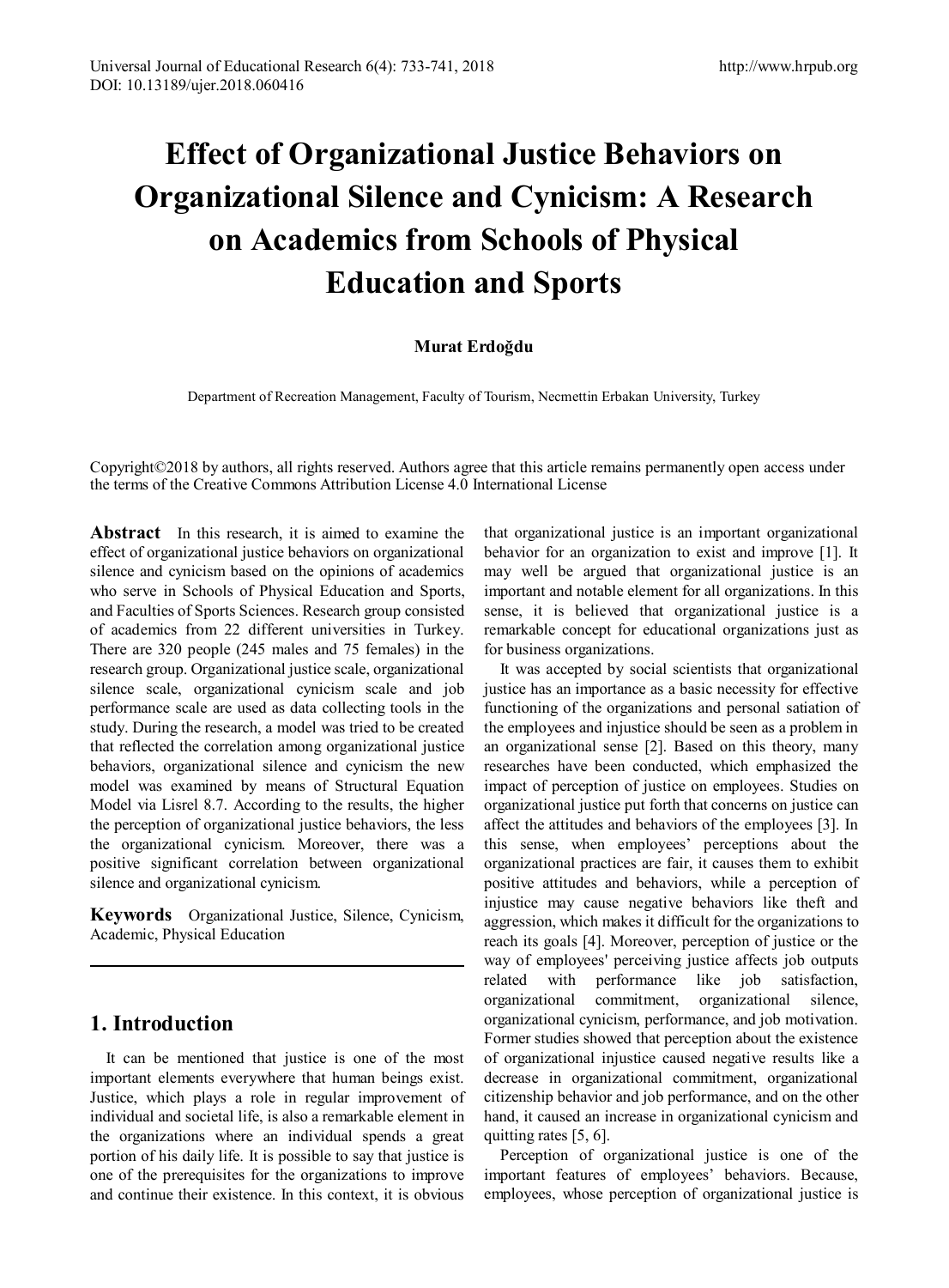# Effect of Organizational Justice Behaviors on Organizational Silence and Cynicism: A Research on Academics from Schools of Physical Education and Sports

**Murat Erdoğdu**

Department of Recreation Management, Faculty of Tourism, Necmettin Erbakan University, Turkey

Copyright©2018 by authors, all rights reserved. Authors agree that this article remains permanently open access under the terms of the Creative Commons Attribution License 4.0 International License

**Abstract** In this research, it is aimed to examine the effect of organizational justice behaviors on organizational silence and cynicism based on the opinions of academics who serve in Schools of Physical Education and Sports, and Faculties of Sports Sciences. Research group consisted of academics from 22 different universities in Turkey. There are 320 people (245 males and 75 females) in the research group. Organizational justice scale, organizational silence scale, organizational cynicism scale and job performance scale are used as data collecting tools in the study. During the research, a model was tried to be created that reflected the correlation among organizational justice behaviors, organizational silence and cynicism the new model was examined by means of Structural Equation Model via Lisrel 8.7. According to the results, the higher the perception of organizational justice behaviors, the less the organizational cynicism. Moreover, there was a positive significant correlation between organizational silence and organizational cynicism.

**Keywords** Organizational Justice, Silence, Cynicism, Academic, Physical Education

## 1. Introduction

It can be mentioned that justice is one of the most important elements everywhere that human beings exist. Justice, which plays a role in regular improvement of individual and societal life, is also a remarkable element in the organizations where an individual spends a great portion of his daily life. It is possible to say that justice is one of the prerequisites for the organizations to improve and continue their existence. In this context, it is obvious that organizational justice is an important organizational behavior for an organization to exist and improve [1]. It may well be argued that organizational justice is an important and notable element for all organizations. In this sense, it is believed that organizational justice is a remarkable concept for educational organizations just as for business organizations.

It was accepted by social scientists that organizational justice has an importance as a basic necessity for effective functioning of the organizations and personal satiation of the employees and injustice should be seen as a problem in an organizational sense [2]. Based on this theory, many researches have been conducted, which emphasized the impact of perception of justice on employees. Studies on organizational justice put forth that concerns on justice can affect the attitudes and behaviors of the employees [3]. In this sense, when employees' perceptions about the organizational practices are fair, it causes them to exhibit positive attitudes and behaviors, while a perception of injustice may cause negative behaviors like theft and aggression, which makes it difficult for the organizations to reach its goals [4]. Moreover, perception of justice or the way of employees' perceiving justice affects job outputs related with performance like job satisfaction, organizational commitment, organizational silence, organizational cynicism, performance, and job motivation. Former studies showed that perception about the existence of organizational injustice caused negative results like a decrease in organizational commitment, organizational citizenship behavior and job performance, and on the other hand, it caused an increase in organizational cynicism and quitting rates [5, 6].

Perception of organizational justice is one of the important features of employees' behaviors. Because, employees, whose perception of organizational justice is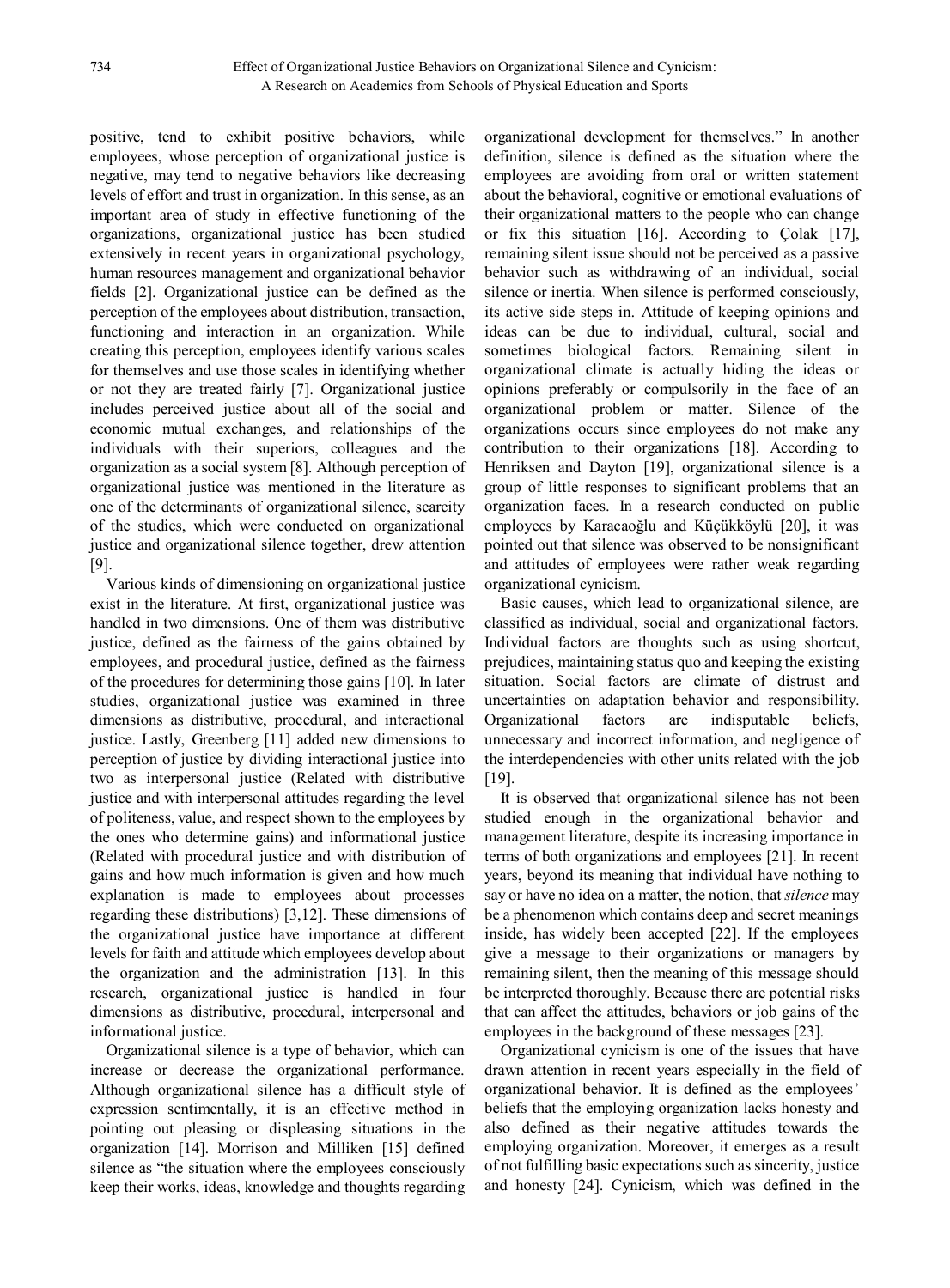positive, tend to exhibit positive behaviors, while employees, whose perception of organizational justice is negative, may tend to negative behaviors like decreasing levels of effort and trust in organization. In this sense, as an important area of study in effective functioning of the organizations, organizational justice has been studied extensively in recent years in organizational psychology, human resources management and organizational behavior fields [2]. Organizational justice can be defined as the perception of the employees about distribution, transaction, functioning and interaction in an organization. While creating this perception, employees identify various scales for themselves and use those scales in identifying whether or not they are treated fairly [7]. Organizational justice includes perceived justice about all of the social and economic mutual exchanges, and relationships of the individuals with their superiors, colleagues and the organization as a social system [8]. Although perception of organizational justice was mentioned in the literature as one of the determinants of organizational silence, scarcity of the studies, which were conducted on organizational justice and organizational silence together, drew attention [9].

Various kinds of dimensioning on organizational justice exist in the literature. At first, organizational justice was handled in two dimensions. One of them was distributive justice, defined as the fairness of the gains obtained by employees, and procedural justice, defined as the fairness of the procedures for determining those gains [10]. In later studies, organizational justice was examined in three dimensions as distributive, procedural, and interactional justice. Lastly, Greenberg [11] added new dimensions to perception of justice by dividing interactional justice into two as interpersonal justice (Related with distributive justice and with interpersonal attitudes regarding the level of politeness, value, and respect shown to the employees by the ones who determine gains) and informational justice (Related with procedural justice and with distribution of gains and how much information is given and how much explanation is made to employees about processes regarding these distributions) [3,12]. These dimensions of the organizational justice have importance at different levels for faith and attitude which employees develop about the organization and the administration [13]. In this research, organizational justice is handled in four dimensions as distributive, procedural, interpersonal and informational justice.

Organizational silence is a type of behavior, which can increase or decrease the organizational performance. Although organizational silence has a difficult style of expression sentimentally, it is an effective method in pointing out pleasing or displeasing situations in the organization [14]. Morrison and Milliken [15] defined silence as "the situation where the employees consciously keep their works, ideas, knowledge and thoughts regarding organizational development for themselves." In another definition, silence is defined as the situation where the employees are avoiding from oral or written statement about the behavioral, cognitive or emotional evaluations of their organizational matters to the people who can change or fix this situation [16]. According to Çolak [17], remaining silent issue should not be perceived as a passive behavior such as withdrawing of an individual, social silence or inertia. When silence is performed consciously, its active side steps in. Attitude of keeping opinions and ideas can be due to individual, cultural, social and sometimes biological factors. Remaining silent in organizational climate is actually hiding the ideas or opinions preferably or compulsorily in the face of an organizational problem or matter. Silence of the organizations occurs since employees do not make any contribution to their organizations [18]. According to Henriksen and Dayton [19], organizational silence is a group of little responses to significant problems that an organization faces. In a research conducted on public employees by Karacaoğlu and Küçükköylü [20], it was pointed out that silence was observed to be nonsignificant and attitudes of employees were rather weak regarding organizational cynicism.

Basic causes, which lead to organizational silence, are classified as individual, social and organizational factors. Individual factors are thoughts such as using shortcut, prejudices, maintaining status quo and keeping the existing situation. Social factors are climate of distrust and uncertainties on adaptation behavior and responsibility. Organizational factors are indisputable beliefs, unnecessary and incorrect information, and negligence of the interdependencies with other units related with the job [19].

It is observed that organizational silence has not been studied enough in the organizational behavior and management literature, despite its increasing importance in terms of both organizations and employees [21]. In recent years, beyond its meaning that individual have nothing to say or have no idea on a matter, the notion, that *silence* may be a phenomenon which contains deep and secret meanings inside, has widely been accepted [22]. If the employees give a message to their organizations or managers by remaining silent, then the meaning of this message should be interpreted thoroughly. Because there are potential risks that can affect the attitudes, behaviors or job gains of the employees in the background of these messages [23].

Organizational cynicism is one of the issues that have drawn attention in recent years especially in the field of organizational behavior. It is defined as the employees' beliefs that the employing organization lacks honesty and also defined as their negative attitudes towards the employing organization. Moreover, it emerges as a result of not fulfilling basic expectations such as sincerity, justice and honesty [24]. Cynicism, which was defined in the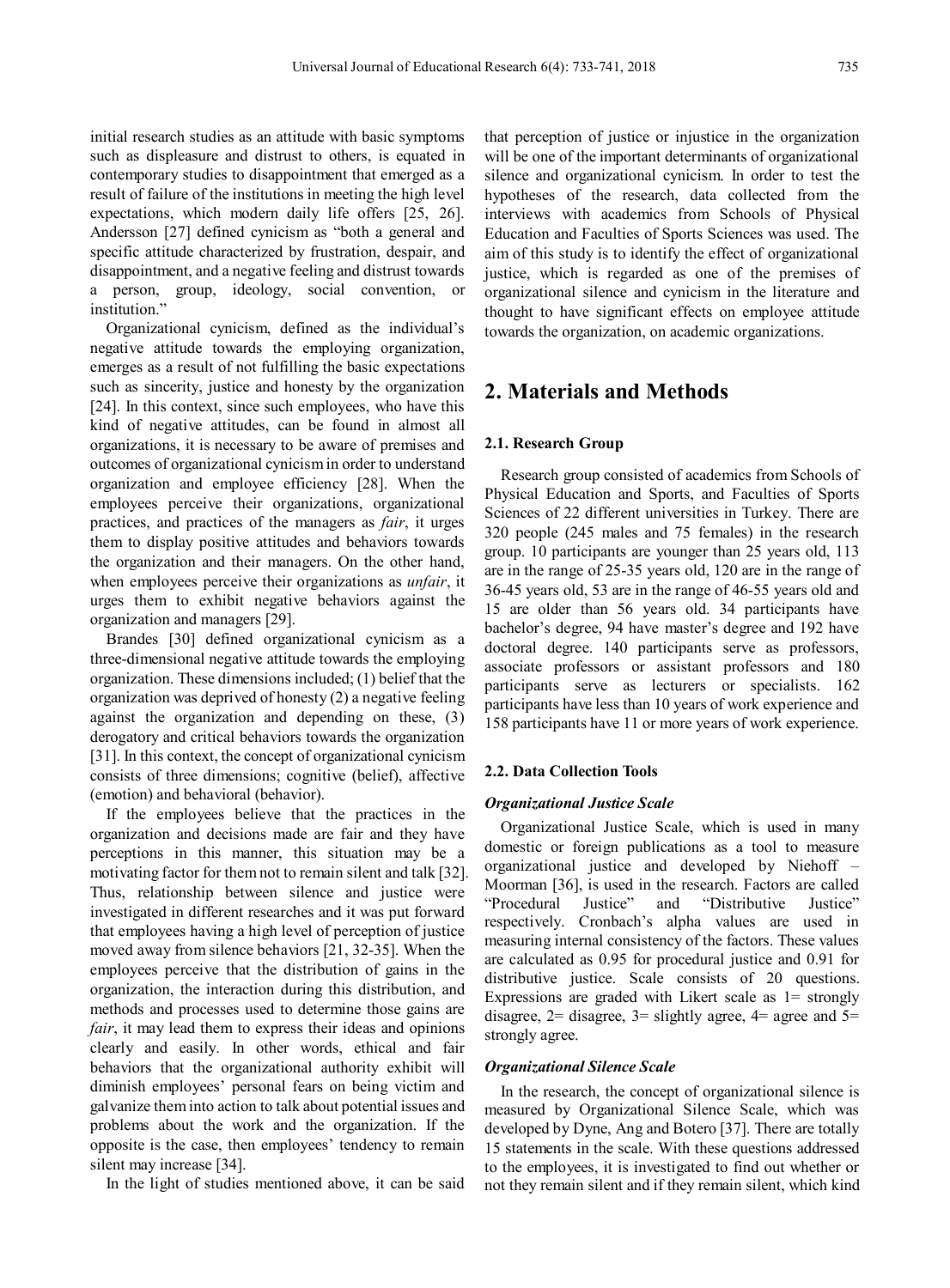initial research studies as an attitude with basic symptoms such as displeasure and distrust to others, is equated in contemporary studies to disappointment that emerged as a result of failure of the institutions in meeting the high level expectations, which modern daily life offers [25, 26]. Andersson [27] defined cynicism as "both a general and specific attitude characterized by frustration, despair, and disappointment, and a negative feeling and distrust towards a person, group, ideology, social convention, or institution."

Organizational cynicism, defined as the individual's negative attitude towards the employing organization, emerges as a result of not fulfilling the basic expectations such as sincerity, justice and honesty by the organization [24]. In this context, since such employees, who have this kind of negative attitudes, can be found in almost all organizations, it is necessary to be aware of premises and outcomes of organizational cynicism in order to understand organization and employee efficiency [28]. When the employees perceive their organizations, organizational practices, and practices of the managers as *fair*, it urges them to display positive attitudes and behaviors towards the organization and their managers. On the other hand, when employees perceive their organizations as *unfair*, it urges them to exhibit negative behaviors against the organization and managers [29].

Brandes [30] defined organizational cynicism as a three-dimensional negative attitude towards the employing organization. These dimensions included; (1) belief that the organization was deprived of honesty (2) a negative feeling against the organization and depending on these, (3) derogatory and critical behaviors towards the organization [31]. In this context, the concept of organizational cynicism consists of three dimensions; cognitive (belief), affective (emotion) and behavioral (behavior).

If the employees believe that the practices in the organization and decisions made are fair and they have perceptions in this manner, this situation may be a motivating factor for them not to remain silent and talk [32]. Thus, relationship between silence and justice were investigated in different researches and it was put forward that employees having a high level of perception of justice moved away from silence behaviors [21, 32-35]. When the employees perceive that the distribution of gains in the organization, the interaction during this distribution, and methods and processes used to determine those gains are *fair*, it may lead them to express their ideas and opinions clearly and easily. In other words, ethical and fair behaviors that the organizational authority exhibit will diminish employees' personal fears on being victim and galvanize them into action to talk about potential issues and problems about the work and the organization. If the opposite is the case, then employees' tendency to remain silent may increase [34].

In the light of studies mentioned above, it can be said that perception of justice or injustice in the organization will be one of the important determinants of organizational silence and organizational cynicism. In order to test the hypotheses of the research, data collected from the interviews with academics from Schools of Physical Education and Faculties of Sports Sciences was used. The aim of this study is to identify the effect of organizational justice, which is regarded as one of the premises of organizational silence and cynicism in the literature and thought to have significant effects on employee attitude towards the organization, on academic organizations.

## 2. Materials and Methods

### 2.1. Research Group

Research group consisted of academics from Schools of Physical Education and Sports, and Faculties of Sports Sciences of 22 different universities in Turkey. There are 320 people (245 males and 75 females) in the research group. 10 participants are younger than 25 years old, 113 are in the range of 25-35 years old, 120 are in the range of 36-45 years old, 53 are in the range of 46-55 years old and 15 are older than 56 years old. 34 participants have bachelor's degree, 94 have master's degree and 192 have doctoral degree. 140 participants serve as professors, associate professors or assistant professors and 180 participants serve as lecturers or specialists. 162 participants have less than 10 years of work experience and 158 participants have 11 or more years of work experience.

### 2.2. Data Collection Tools

#### *Organizational Justice Scale*

Organizational Justice Scale, which is used in many domestic or foreign publications as a tool to measure organizational justice and developed by Niehoff – Moorman [36], is used in the research. Factors are called "Procedural Justice" and "Distributive Justice" respectively. Cronbach's alpha values are used in measuring internal consistency of the factors. These values are calculated as 0.95 for procedural justice and 0.91 for distributive justice. Scale consists of 20 questions. Expressions are graded with Likert scale as 1= strongly disagree, 2= disagree, 3= slightly agree, 4= agree and 5= strongly agree.

#### *Organizational Silence Scale*

In the research, the concept of organizational silence is measured by Organizational Silence Scale, which was developed by Dyne, Ang and Botero [37]. There are totally 15 statements in the scale. With these questions addressed to the employees, it is investigated to find out whether or not they remain silent and if they remain silent, which kind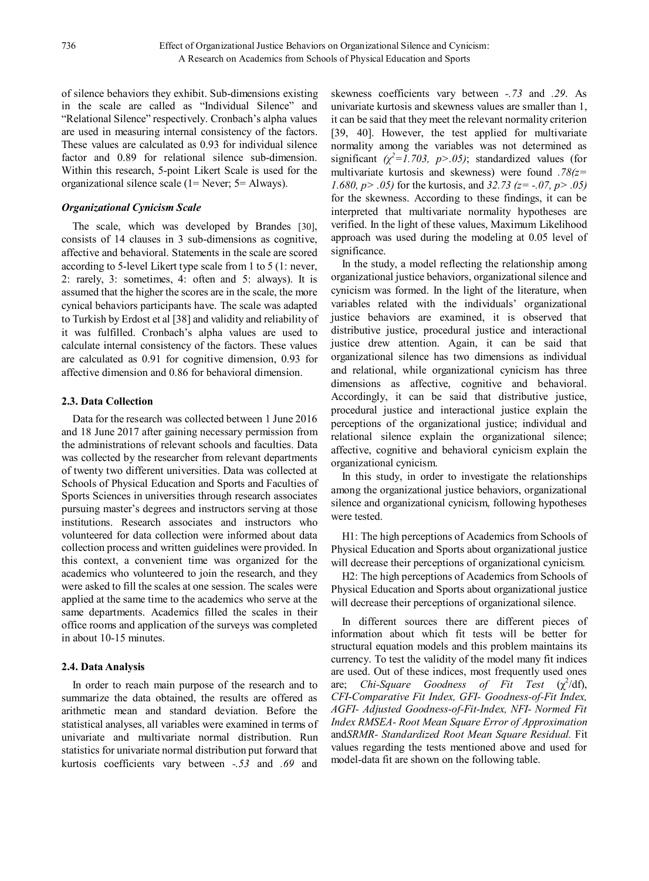of silence behaviors they exhibit. Sub-dimensions existing in the scale are called as "Individual Silence" and "Relational Silence" respectively. Cronbach's alpha values are used in measuring internal consistency of the factors. These values are calculated as 0.93 for individual silence factor and 0.89 for relational silence sub-dimension. Within this research, 5-point Likert Scale is used for the organizational silence scale (1= Never; 5= Always).

### *Organizational Cynicism Scale*

The scale, which was developed by Brandes [30], consists of 14 clauses in 3 sub-dimensions as cognitive, affective and behavioral. Statements in the scale are scored according to 5-level Likert type scale from 1 to 5 (1: never, 2: rarely, 3: sometimes, 4: often and 5: always). It is assumed that the higher the scores are in the scale, the more cynical behaviors participants have. The scale was adapted to Turkish by Erdost et al [38] and validity and reliability of it was fulfilled. Cronbach's alpha values are used to calculate internal consistency of the factors. These values are calculated as 0.91 for cognitive dimension, 0.93 for affective dimension and 0.86 for behavioral dimension.

## 2.3. Data Collection

Data for the research was collected between 1 June 2016 and 18 June 2017 after gaining necessary permission from the administrations of relevant schools and faculties. Data was collected by the researcher from relevant departments of twenty two different universities. Data was collected at Schools of Physical Education and Sports and Faculties of Sports Sciences in universities through research associates pursuing master's degrees and instructors serving at those institutions. Research associates and instructors who volunteered for data collection were informed about data collection process and written guidelines were provided. In this context, a convenient time was organized for the academics who volunteered to join the research, and they were asked to fill the scales at one session. The scales were applied at the same time to the academics who serve at the same departments. Academics filled the scales in their office rooms and application of the surveys was completed in about 10-15 minutes.

## 2.4. Data Analysis

In order to reach main purpose of the research and to summarize the data obtained, the results are offered as arithmetic mean and standard deviation. Before the statistical analyses, all variables were examined in terms of univariate and multivariate normal distribution. Run statistics for univariate normal distribution put forward that kurtosis coefficients vary between *-.53* and *.69* and skewness coefficients vary between *-.73* and *.29*. As univariate kurtosis and skewness values are smaller than 1, it can be said that they meet the relevant normality criterion [39, 40]. However, the test applied for multivariate normality among the variables was not determined as significant *($\chi^2$=1.703, $p>.05$)*; standardized values (for multivariate kurtosis and skewness) were found *.78(z= 1.680, $p>.05$)* for the kurtosis, and *32.73 (z= -.07, $p>.05$)* for the skewness. According to these findings, it can be interpreted that multivariate normality hypotheses are verified. In the light of these values, Maximum Likelihood approach was used during the modeling at 0.05 level of significance.

In the study, a model reflecting the relationship among organizational justice behaviors, organizational silence and cynicism was formed. In the light of the literature, when variables related with the individuals' organizational justice behaviors are examined, it is observed that distributive justice, procedural justice and interactional justice drew attention. Again, it can be said that organizational silence has two dimensions as individual and relational, while organizational cynicism has three dimensions as affective, cognitive and behavioral. Accordingly, it can be said that distributive justice, procedural justice and interactional justice explain the perceptions of the organizational justice; individual and relational silence explain the organizational silence; affective, cognitive and behavioral cynicism explain the organizational cynicism.

In this study, in order to investigate the relationships among the organizational justice behaviors, organizational silence and organizational cynicism, following hypotheses were tested.

H1: The high perceptions of Academics from Schools of Physical Education and Sports about organizational justice will decrease their perceptions of organizational cynicism.

H2: The high perceptions of Academics from Schools of Physical Education and Sports about organizational justice will decrease their perceptions of organizational silence.

In different sources there are different pieces of information about which fit tests will be better for structural equation models and this problem maintains its currency. To test the validity of the model many fit indices are used. Out of these indices, most frequently used ones are; *Chi-Square Goodness of Fit Test* ($\chi^2$/df), *CFI-Comparative Fit Index, GFI- Goodness-of-Fit Index, AGFI- Adjusted Goodness-of-Fit-Index, NFI- Normed Fit Index RMSEA- Root Mean Square Error of Approximation* and*SRMR- Standardized Root Mean Square Residual.* Fit values regarding the tests mentioned above and used for model-data fit are shown on the following table.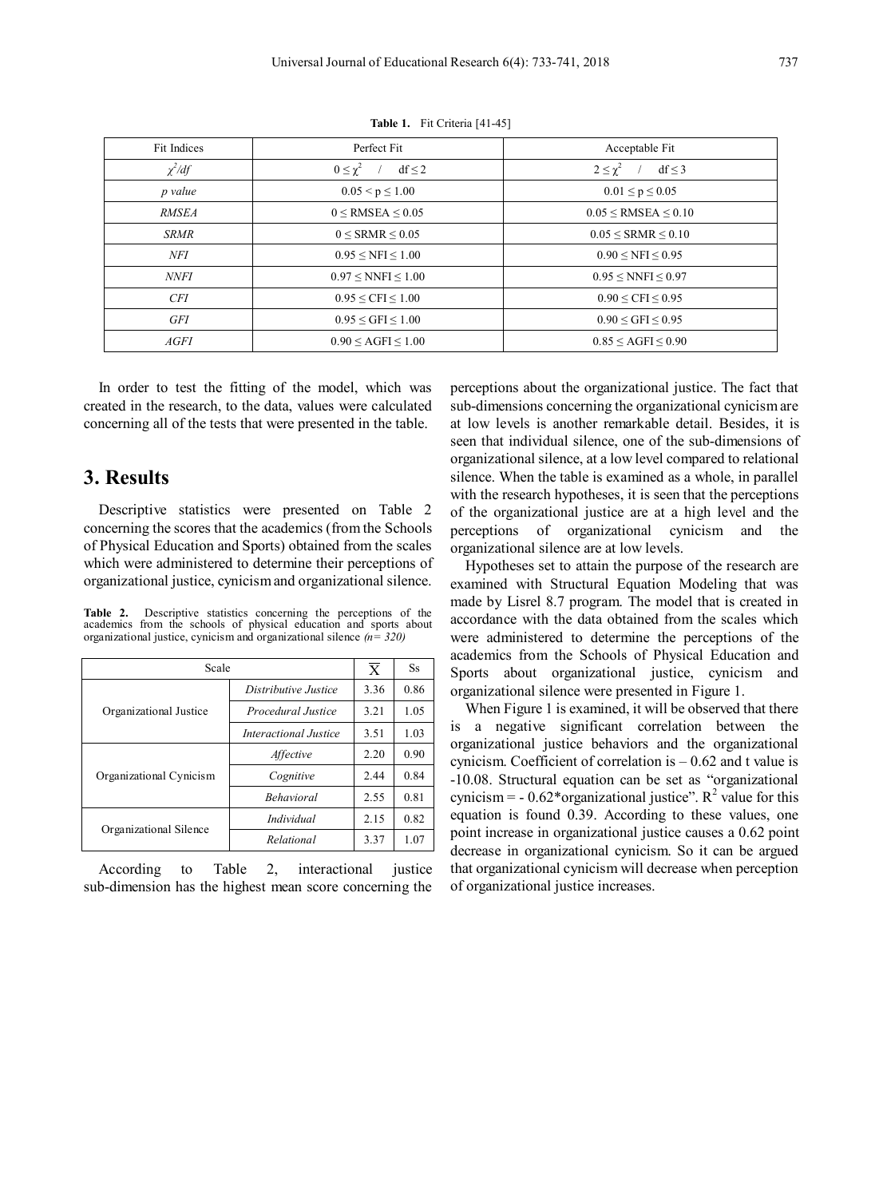**Table 1.** Fit Criteria [41-45]

| Fit Indices | Perfect Fit | Acceptable Fit |
|---|---|---|
| $\chi^2/df$ | $0 \leq \chi^2 \ / \ df \leq 2$ | $2 \leq \chi^2 \ / \ df \leq 3$ |
| *p value* | $0.05 < p \leq 1.00$ | $0.01 \leq p \leq 0.05$ |
| *RMSEA* | $0 \leq RMSEA \leq 0.05$ | $0.05 \leq RMSEA \leq 0.10$ |
| *SRMR* | $0 \leq SRMR \leq 0.05$ | $0.05 \leq SRMR \leq 0.10$ |
| *NFI* | $0.95 \leq NFI \leq 1.00$ | $0.90 \leq NFI \leq 0.95$ |
| *NNFI* | $0.97 \leq NNFI \leq 1.00$ | $0.95 \leq NNFI \leq 0.97$ |
| *CFI* | $0.95 \leq CFI \leq 1.00$ | $0.90 \leq CFI \leq 0.95$ |
| *GFI* | $0.95 \leq GFI \leq 1.00$ | $0.90 \leq GFI \leq 0.95$ |
| *AGFI* | $0.90 \leq AGFI \leq 1.00$ | $0.85 \leq AGFI \leq 0.90$ |

In order to test the fitting of the model, which was created in the research, to the data, values were calculated concerning all of the tests that were presented in the table.

## 3. Results

Descriptive statistics were presented on Table 2 concerning the scores that the academics (from the Schools of Physical Education and Sports) obtained from the scales which were administered to determine their perceptions of organizational justice, cynicism and organizational silence.

**Table 2.** Descriptive statistics concerning the perceptions of the academics from the schools of physical education and sports about organizational justice, cynicism and organizational silence *(n= 320)*

| Scale | | $\bar{X}$ | Ss |
|---|---|---|---|
| Organizational Justice | *Distributive Justice* | 3.36 | 0.86 |
| | *Procedural Justice* | 3.21 | 1.05 |
| | *Interactional Justice* | 3.51 | 1.03 |
| Organizational Cynicism | *Affective* | 2.20 | 0.90 |
| | *Cognitive* | 2.44 | 0.84 |
| | *Behavioral* | 2.55 | 0.81 |
| Organizational Silence | *Individual* | 2.15 | 0.82 |
| | *Relational* | 3.37 | 1.07 |

According to Table 2, interactional justice sub-dimension has the highest mean score concerning the perceptions about the organizational justice. The fact that sub-dimensions concerning the organizational cynicism are at low levels is another remarkable detail. Besides, it is seen that individual silence, one of the sub-dimensions of organizational silence, at a low level compared to relational silence. When the table is examined as a whole, in parallel with the research hypotheses, it is seen that the perceptions of the organizational justice are at a high level and the perceptions of organizational cynicism and the organizational silence are at low levels.

Hypotheses set to attain the purpose of the research are examined with Structural Equation Modeling that was made by Lisrel 8.7 program. The model that is created in accordance with the data obtained from the scales which were administered to determine the perceptions of the academics from the Schools of Physical Education and Sports about organizational justice, cynicism and organizational silence were presented in Figure 1.

When Figure 1 is examined, it will be observed that there is a negative significant correlation between the organizational justice behaviors and the organizational cynicism. Coefficient of correlation is – 0.62 and t value is -10.08. Structural equation can be set as "organizational cynicism = - 0.62*organizational justice". $R^2$ value for this equation is found 0.39. According to these values, one point increase in organizational justice causes a 0.62 point decrease in organizational cynicism. So it can be argued that organizational cynicism will decrease when perception of organizational justice increases.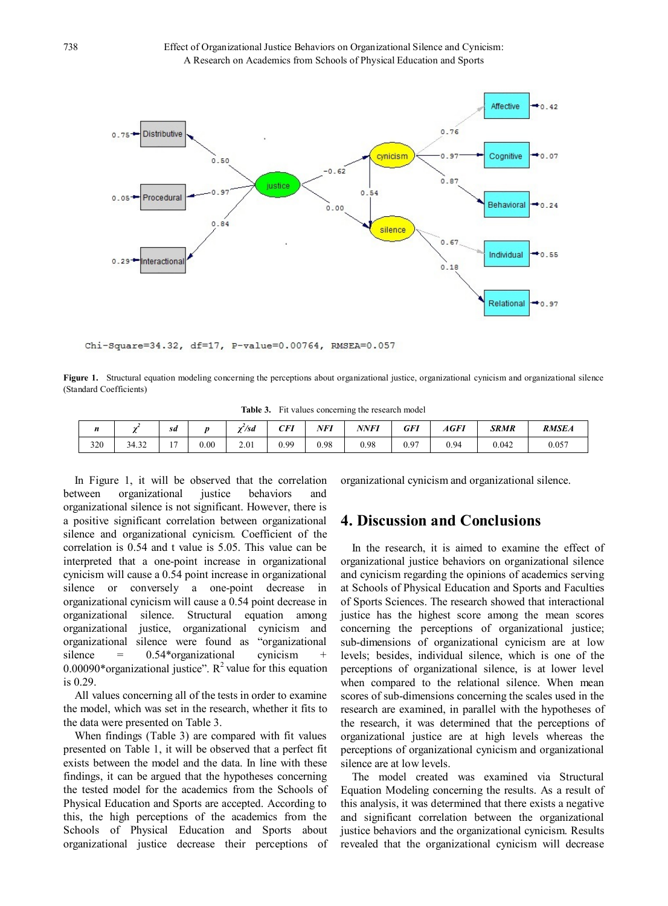Chi-Square=34.32, df=17, P-value=0.00764, RMSEA=0.057

**Figure 1.** Structural equation modeling concerning the perceptions about organizational justice, organizational cynicism and organizational silence (Standard Coefficients)

**Table 3.** Fit values concerning the research model

| *n* | $\chi^2$ | *sd* | *p* | $\chi^2/sd$ | *CFI* | *NFI* | *NNFI* | *GFI* | *AGFI* | *SRMR* | *RMSEA* |
|---|---|---|---|---|---|---|---|---|---|---|---|
| 320 | 34.32 | 17 | 0.00 | 2.01 | 0.99 | 0.98 | 0.98 | 0.97 | 0.94 | 0.042 | 0.057 |

In Figure 1, it will be observed that the correlation between organizational justice behaviors and organizational silence is not significant. However, there is a positive significant correlation between organizational silence and organizational cynicism. Coefficient of the correlation is 0.54 and t value is 5.05. This value can be interpreted that a one-point increase in organizational cynicism will cause a 0.54 point increase in organizational silence or conversely a one-point decrease in organizational cynicism will cause a 0.54 point decrease in organizational silence. Structural equation among organizational justice, organizational cynicism and organizational silence were found as "organizational silence = 0.54*organizational cynicism + 0.00090*organizational justice". $R^2$ value for this equation is 0.29.

All values concerning all of the tests in order to examine the model, which was set in the research, whether it fits to the data were presented on Table 3.

When findings (Table 3) are compared with fit values presented on Table 1, it will be observed that a perfect fit exists between the model and the data. In line with these findings, it can be argued that the hypotheses concerning the tested model for the academics from the Schools of Physical Education and Sports are accepted. According to this, the high perceptions of the academics from the Schools of Physical Education and Sports about organizational justice decrease their perceptions of organizational cynicism and organizational silence.

## 4. Discussion and Conclusions

In the research, it is aimed to examine the effect of organizational justice behaviors on organizational silence and cynicism regarding the opinions of academics serving at Schools of Physical Education and Sports and Faculties of Sports Sciences. The research showed that interactional justice has the highest score among the mean scores concerning the perceptions of organizational justice; sub-dimensions of organizational cynicism are at low levels; besides, individual silence, which is one of the perceptions of organizational silence, is at lower level when compared to the relational silence. When mean scores of sub-dimensions concerning the scales used in the research are examined, in parallel with the hypotheses of the research, it was determined that the perceptions of organizational justice are at high levels whereas the perceptions of organizational cynicism and organizational silence are at low levels.

The model created was examined via Structural Equation Modeling concerning the results. As a result of this analysis, it was determined that there exists a negative and significant correlation between the organizational justice behaviors and the organizational cynicism. Results revealed that the organizational cynicism will decrease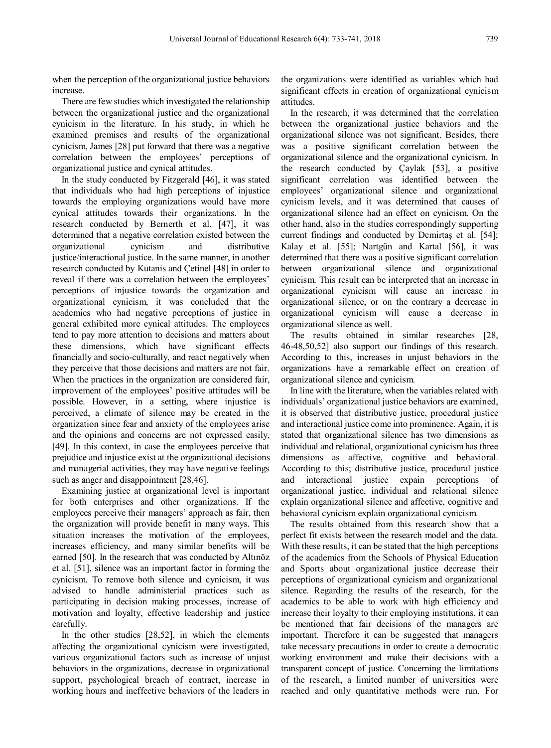when the perception of the organizational justice behaviors increase.

There are few studies which investigated the relationship between the organizational justice and the organizational cynicism in the literature. In his study, in which he examined premises and results of the organizational cynicism, James [28] put forward that there was a negative correlation between the employees' perceptions of organizational justice and cynical attitudes.

In the study conducted by Fitzgerald [46], it was stated that individuals who had high perceptions of injustice towards the employing organizations would have more cynical attitudes towards their organizations. In the research conducted by Bernerth et al. [47], it was determined that a negative correlation existed between the organizational cynicism and distributive justice/interactional justice. In the same manner, in another research conducted by Kutanis and Çetinel [48] in order to reveal if there was a correlation between the employees' perceptions of injustice towards the organization and organizational cynicism, it was concluded that the academics who had negative perceptions of justice in general exhibited more cynical attitudes. The employees tend to pay more attention to decisions and matters about these dimensions, which have significant effects financially and socio-culturally, and react negatively when they perceive that those decisions and matters are not fair. When the practices in the organization are considered fair, improvement of the employees' positive attitudes will be possible. However, in a setting, where injustice is perceived, a climate of silence may be created in the organization since fear and anxiety of the employees arise and the opinions and concerns are not expressed easily, [49]. In this context, in case the employees perceive that prejudice and injustice exist at the organizational decisions and managerial activities, they may have negative feelings such as anger and disappointment [28,46].

Examining justice at organizational level is important for both enterprises and other organizations. If the employees perceive their managers' approach as fair, then the organization will provide benefit in many ways. This situation increases the motivation of the employees, increases efficiency, and many similar benefits will be earned [50]. In the research that was conducted by Altınöz et al. [51], silence was an important factor in forming the cynicism. To remove both silence and cynicism, it was advised to handle administerial practices such as participating in decision making processes, increase of motivation and loyalty, effective leadership and justice carefully.

In the other studies [28,52], in which the elements affecting the organizational cynicism were investigated, various organizational factors such as increase of unjust behaviors in the organizations, decrease in organizational support, psychological breach of contract, increase in working hours and ineffective behaviors of the leaders in the organizations were identified as variables which had significant effects in creation of organizational cynicism attitudes.

In the research, it was determined that the correlation between the organizational justice behaviors and the organizational silence was not significant. Besides, there was a positive significant correlation between the organizational silence and the organizational cynicism. In the research conducted by Çaylak [53], a positive significant correlation was identified between the employees' organizational silence and organizational cynicism levels, and it was determined that causes of organizational silence had an effect on cynicism. On the other hand, also in the studies correspondingly supporting current findings and conducted by Demirtaş et al. [54]; Kalay et al. [55]; Nartgün and Kartal [56], it was determined that there was a positive significant correlation between organizational silence and organizational cynicism. This result can be interpreted that an increase in organizational cynicism will cause an increase in organizational silence, or on the contrary a decrease in organizational cynicism will cause a decrease in organizational silence as well.

The results obtained in similar researches [28, 46-48,50,52] also support our findings of this research. According to this, increases in unjust behaviors in the organizations have a remarkable effect on creation of organizational silence and cynicism.

In line with the literature, when the variables related with individuals' organizational justice behaviors are examined, it is observed that distributive justice, procedural justice and interactional justice come into prominence. Again, it is stated that organizational silence has two dimensions as individual and relational, organizational cynicism has three dimensions as affective, cognitive and behavioral. According to this; distributive justice, procedural justice and interactional justice expain perceptions of organizational justice, individual and relational silence explain organizational silence and affective, cognitive and behavioral cynicism explain organizational cynicism.

The results obtained from this research show that a perfect fit exists between the research model and the data. With these results, it can be stated that the high perceptions of the academics from the Schools of Physical Education and Sports about organizational justice decrease their perceptions of organizational cynicism and organizational silence. Regarding the results of the research, for the academics to be able to work with high efficiency and increase their loyalty to their employing institutions, it can be mentioned that fair decisions of the managers are important. Therefore it can be suggested that managers take necessary precautions in order to create a democratic working environment and make their decisions with a transparent concept of justice. Concerning the limitations of the research, a limited number of universities were reached and only quantitative methods were run. For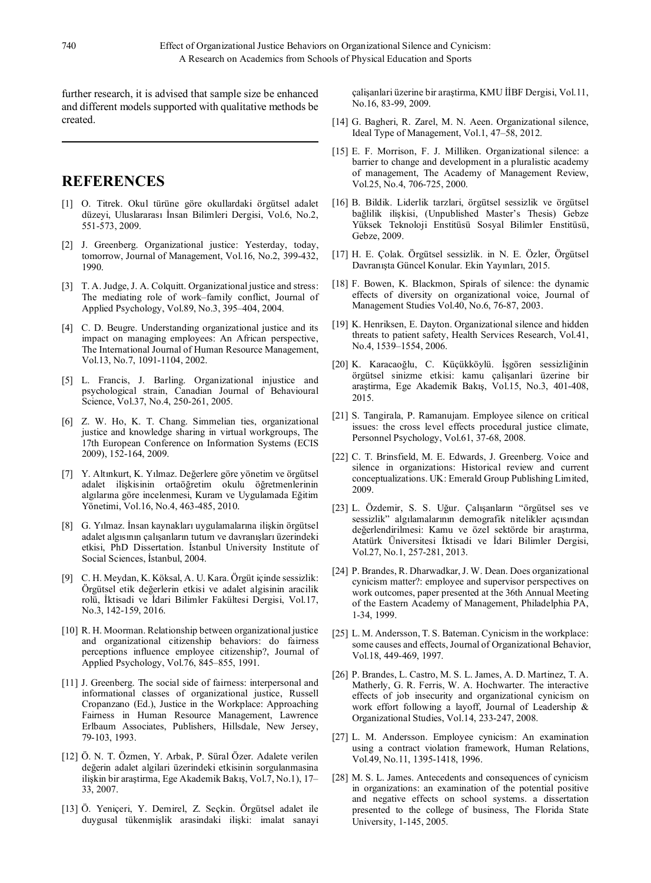further research, it is advised that sample size be enhanced and different models supported with qualitative methods be created.

## REFERENCES

[1] O. Titrek. Okul türüne göre okullardaki örgütsel adalet düzeyi, Uluslararası İnsan Bilimleri Dergisi, Vol.6, No.2, 551-573, 2009.

[2] J. Greenberg. Organizational justice: Yesterday, today, tomorrow, Journal of Management, Vol.16, No.2, 399-432, 1990.

[3] T. A. Judge, J. A. Colquitt. Organizational justice and stress: The mediating role of work–family conflict, Journal of Applied Psychology, Vol.89, No.3, 395–404, 2004.

[4] C. D. Beugre. Understanding organizational justice and its impact on managing employees: An African perspective, The International Journal of Human Resource Management, Vol.13, No.7, 1091-1104, 2002.

[5] L. Francis, J. Barling. Organizational injustice and psychological strain, Canadian Journal of Behavioural Science, Vol.37, No.4, 250-261, 2005.

[6] Z. W. Ho, K. T. Chang. Simmelian ties, organizational justice and knowledge sharing in virtual workgroups, The 17th European Conference on Information Systems (ECIS 2009), 152-164, 2009.

[7] Y. Altınkurt, K. Yılmaz. Değerlere göre yönetim ve örgütsel adalet ilişkisinin ortaöğretim okulu öğretmenlerinin algılarına göre incelenmesi, Kuram ve Uygulamada Eğitim Yönetimi, Vol.16, No.4, 463-485, 2010.

[8] G. Yılmaz. İnsan kaynakları uygulamalarına ilişkin örgütsel adalet algısının çalışanların tutum ve davranışları üzerindeki etkisi, PhD Dissertation. İstanbul University Institute of Social Sciences, İstanbul, 2004.

[9] C. H. Meydan, K. Köksal, A. U. Kara. Örgüt içinde sessizlik: Örgütsel etik değerlerin etkisi ve adalet algisinin aracilik rolü, İktisadi ve İdari Bilimler Fakültesi Dergisi, Vol.17, No.3, 142-159, 2016.

[10] R. H. Moorman. Relationship between organizational justice and organizational citizenship behaviors: do fairness perceptions influence employee citizenship?, Journal of Applied Psychology, Vol.76, 845–855, 1991.

[11] J. Greenberg. The social side of fairness: interpersonal and informational classes of organizational justice, Russell Cropanzano (Ed.), Justice in the Workplace: Approaching Fairness in Human Resource Management, Lawrence Erlbaum Associates, Publishers, Hillsdale, New Jersey, 79-103, 1993.

[12] Ö. N. T. Özmen, Y. Arbak, P. Süral Özer. Adalete verilen değerin adalet algilari üzerindeki etkisinin sorgulanmasina ilişkin bir araştirma, Ege Akademik Bakış, Vol.7, No.1), 17–33, 2007.

[13] Ö. Yeniçeri, Y. Demirel, Z. Seçkin. Örgütsel adalet ile duygusal tükenmişlik arasindaki ilişki: imalat sanayi çalişanlari üzerine bir araştirma, KMU İİBF Dergisi, Vol.11, No.16, 83-99, 2009.

[14] G. Bagheri, R. Zarel, M. N. Aeen. Organizational silence, Ideal Type of Management, Vol.1, 47–58, 2012.

[15] E. F. Morrison, F. J. Milliken. Organizational silence: a barrier to change and development in a pluralistic academy of management, The Academy of Management Review, Vol.25, No.4, 706-725, 2000.

[16] B. Bildik. Liderlik tarzlari, örgütsel sessizlik ve örgütsel bağlilik ilişkisi, (Unpublished Master's Thesis) Gebze Yüksek Teknoloji Enstitüsü Sosyal Bilimler Enstitüsü, Gebze, 2009.

[17] H. E. Çolak. Örgütsel sessizlik. in N. E. Özler, Örgütsel Davranışta Güncel Konular. Ekin Yayınları, 2015.

[18] F. Bowen, K. Blackmon, Spirals of silence: the dynamic effects of diversity on organizational voice, Journal of Management Studies Vol.40, No.6, 76-87, 2003.

[19] K. Henriksen, E. Dayton. Organizational silence and hidden threats to patient safety, Health Services Research, Vol.41, No.4, 1539–1554, 2006.

[20] K. Karacaoğlu, C. Küçükköylü. İşgören sessizliğinin örgütsel sinizme etkisi: kamu çalişanlari üzerine bir araştirma, Ege Akademik Bakış, Vol.15, No.3, 401-408, 2015.

[21] S. Tangirala, P. Ramanujam. Employee silence on critical issues: the cross level effects procedural justice climate, Personnel Psychology, Vol.61, 37-68, 2008.

[22] C. T. Brinsfield, M. E. Edwards, J. Greenberg. Voice and silence in organizations: Historical review and current conceptualizations. UK: Emerald Group Publishing Limited, 2009.

[23] L. Özdemir, S. S. Uğur. Çalışanların "örgütsel ses ve sessizlik" algılamalarının demografik nitelikler açısından değerlendirilmesi: Kamu ve özel sektörde bir araştırma, Atatürk Üniversitesi İktisadi ve İdari Bilimler Dergisi, Vol.27, No.1, 257-281, 2013.

[24] P. Brandes, R. Dharwadkar, J. W. Dean. Does organizational cynicism matter?: employee and supervisor perspectives on work outcomes, paper presented at the 36th Annual Meeting of the Eastern Academy of Management, Philadelphia PA, 1-34, 1999.

[25] L. M. Andersson, T. S. Bateman. Cynicism in the workplace: some causes and effects, Journal of Organizational Behavior, Vol.18, 449-469, 1997.

[26] P. Brandes, L. Castro, M. S. L. James, A. D. Martinez, T. A. Matherly, G. R. Ferris, W. A. Hochwarter. The interactive effects of job insecurity and organizational cynicism on work effort following a layoff, Journal of Leadership & Organizational Studies, Vol.14, 233-247, 2008.

[27] L. M. Andersson. Employee cynicism: An examination using a contract violation framework, Human Relations, Vol.49, No.11, 1395-1418, 1996.

[28] M. S. L. James. Antecedents and consequences of cynicism in organizations: an examination of the potential positive and negative effects on school systems. a dissertation presented to the college of business, The Florida State University, 1-145, 2005.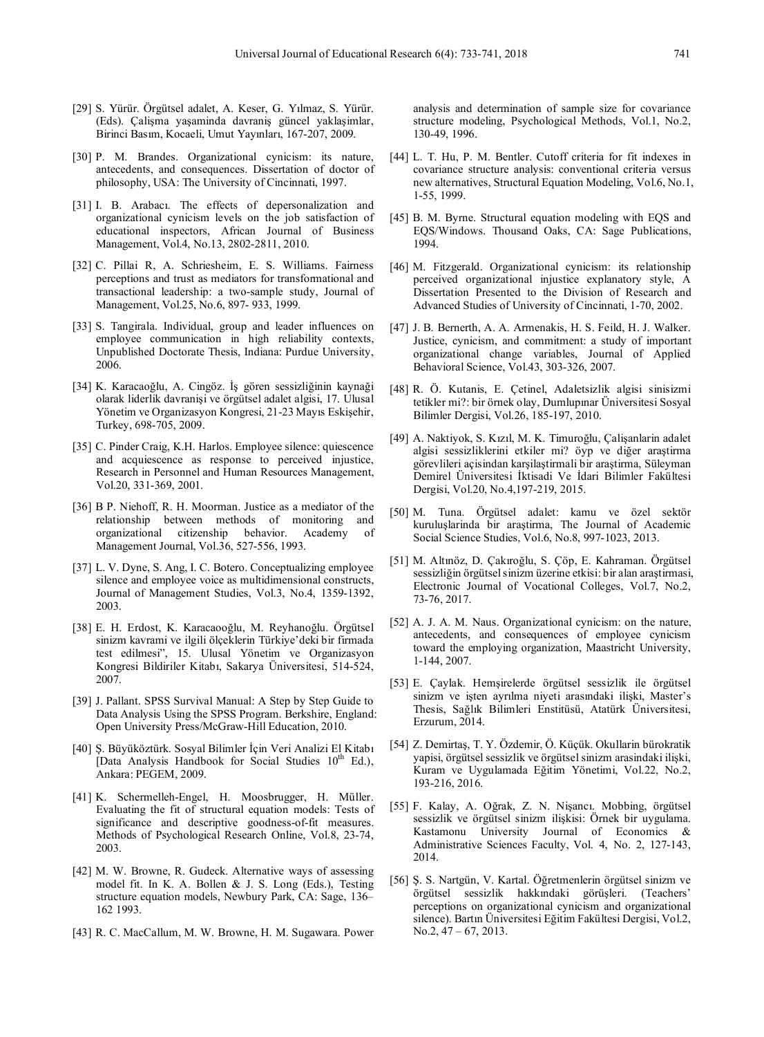[29] S. Yürür. Örgütsel adalet, A. Keser, G. Yılmaz, S. Yürür. (Eds). Çalışma yaşaminda davraniş güncel yaklaşimlar, Birinci Basım, Kocaeli, Umut Yayınları, 167-207, 2009.

[30] P. M. Brandes. Organizational cynicism: its nature, antecedents, and consequences. Dissertation of doctor of philosophy, USA: The University of Cincinnati, 1997.

[31] I. B. Arabacı. The effects of depersonalization and organizational cynicism levels on the job satisfaction of educational inspectors, African Journal of Business Management, Vol.4, No.13, 2802-2811, 2010.

[32] C. Pillai R, A. Schriesheim, E. S. Williams. Fairness perceptions and trust as mediators for transformational and transactional leadership: a two-sample study, Journal of Management, Vol.25, No.6, 897- 933, 1999.

[33] S. Tangirala. Individual, group and leader influences on employee communication in high reliability contexts, Unpublished Doctorate Thesis, Indiana: Purdue University, 2006.

[34] K. Karacaoğlu, A. Cingöz. İş gören sessizliğinin kaynaği olarak liderlik davranişi ve örgütsel adalet algisi, 17. Ulusal Yönetim ve Organizasyon Kongresi, 21-23 Mayıs Eskişehir, Turkey, 698-705, 2009.

[35] C. Pinder Craig, K.H. Harlos. Employee silence: quiescence and acquiescence as response to perceived injustice, Research in Personnel and Human Resources Management, Vol.20, 331-369, 2001.

[36] B P. Niehoff, R. H. Moorman. Justice as a mediator of the relationship between methods of monitoring and organizational citizenship behavior. Academy of Management Journal, Vol.36, 527-556, 1993.

[37] L. V. Dyne, S. Ang, I. C. Botero. Conceptualizing employee silence and employee voice as multidimensional constructs, Journal of Management Studies, Vol.3, No.4, 1359-1392, 2003.

[38] E. H. Erdost, K. Karacaooğlu, M. Reyhanoğlu. Örgütsel sinizm kavrami ve ilgili ölçeklerin Türkiye'deki bir firmada test edilmesi", 15. Ulusal Yönetim ve Organizasyon Kongresi Bildiriler Kitabı, Sakarya Üniversitesi, 514-524, 2007.

[39] J. Pallant. SPSS Survival Manual: A Step by Step Guide to Data Analysis Using the SPSS Program. Berkshire, England: Open University Press/McGraw-Hill Education, 2010.

[40] Ş. Büyüköztürk. Sosyal Bilimler İçin Veri Analizi El Kitabı [Data Analysis Handbook for Social Studies 10th Ed.), Ankara: PEGEM, 2009.

[41] K. Schermelleh-Engel, H. Moosbrugger, H. Müller. Evaluating the fit of structural equation models: Tests of significance and descriptive goodness-of-fit measures. Methods of Psychological Research Online, Vol.8, 23-74, 2003.

[42] M. W. Browne, R. Gudeck. Alternative ways of assessing model fit. In K. A. Bollen & J. S. Long (Eds.), Testing structure equation models, Newbury Park, CA: Sage, 136–162 1993.

[43] R. C. MacCallum, M. W. Browne, H. M. Sugawara. Power analysis and determination of sample size for covariance structure modeling, Psychological Methods, Vol.1, No.2, 130-49, 1996.

[44] L. T. Hu, P. M. Bentler. Cutoff criteria for fit indexes in covariance structure analysis: conventional criteria versus new alternatives, Structural Equation Modeling, Vol.6, No.1, 1-55, 1999.

[45] B. M. Byrne. Structural equation modeling with EQS and EQS/Windows. Thousand Oaks, CA: Sage Publications, 1994.

[46] M. Fitzgerald. Organizational cynicism: its relationship perceived organizational injustice explanatory style, A Dissertation Presented to the Division of Research and Advanced Studies of University of Cincinnati, 1-70, 2002.

[47] J. B. Bernerth, A. A. Armenakis, H. S. Feild, H. J. Walker. Justice, cynicism, and commitment: a study of important organizational change variables, Journal of Applied Behavioral Science, Vol.43, 303-326, 2007.

[48] R. Ö. Kutanis, E. Çetinel, Adaletsizlik algisi sinisizmi tetikler mi?: bir örnek olay, Dumlupınar Üniversitesi Sosyal Bilimler Dergisi, Vol.26, 185-197, 2010.

[49] A. Naktiyok, S. Kızıl, M. K. Timuroğlu, Çalişanlarin adalet algisi sessizliklerini etkiler mi? öyp ve diğer araştirma görevlileri açisindan karşilaştirmali bir araştirma, Süleyman Demirel Üniversitesi İktisadi Ve İdari Bilimler Fakültesi Dergisi, Vol.20, No.4,197-219, 2015.

[50] M. Tuna. Örgütsel adalet: kamu ve özel sektör kuruluşlarinda bir araştirma, The Journal of Academic Social Science Studies, Vol.6, No.8, 997-1023, 2013.

[51] M. Altınöz, D. Çakıroğlu, S. Çöp, E. Kahraman. Örgütsel sessizliğin örgütsel sinizm üzerine etkisi: bir alan araştirmasi, Electronic Journal of Vocational Colleges, Vol.7, No.2, 73-76, 2017.

[52] A. J. A. M. Naus. Organizational cynicism: on the nature, antecedents, and consequences of employee cynicism toward the employing organization, Maastricht University, 1-144, 2007.

[53] E. Çaylak. Hemşirelerde örgütsel sessizlik ile örgütsel sinizm ve işten ayrılma niyeti arasındaki ilişki, Master's Thesis, Sağlık Bilimleri Enstitüsü, Atatürk Üniversitesi, Erzurum, 2014.

[54] Z. Demirtaş, T. Y. Özdemir, Ö. Küçük. Okullarin bürokratik yapisi, örgütsel sessizlik ve örgütsel sinizm arasindaki ilişki, Kuram ve Uygulamada Eğitim Yönetimi, Vol.22, No.2, 193-216, 2016.

[55] F. Kalay, A. Oğrak, Z. N. Nişancı. Mobbing, örgütsel sessizlik ve örgütsel sinizm ilişkisi: Örnek bir uygulama. Kastamonu University Journal of Economics & Administrative Sciences Faculty, Vol. 4, No. 2, 127-143, 2014.

[56] Ş. S. Nartgün, V. Kartal. Öğretmenlerin örgütsel sinizm ve örgütsel sessizlik hakkındaki görüşleri. (Teachers' perceptions on organizational cynicism and organizational silence). Bartın Üniversitesi Eğitim Fakültesi Dergisi, Vol.2, No.2, 47 – 67, 2013.